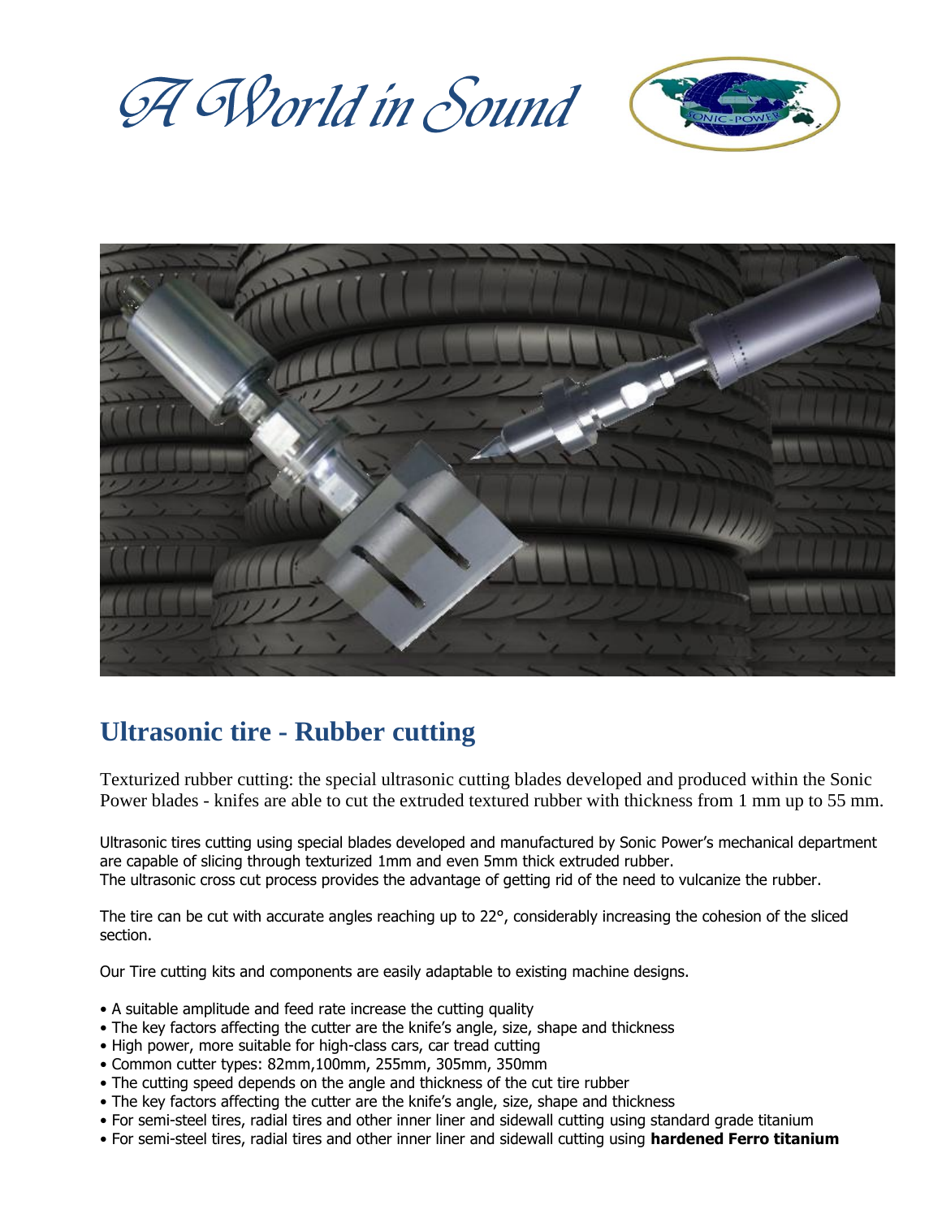# A World in Sound

## Ultrasonic tire - Rubber cutting

Texturized rubber cutting: the special ultrasonic cutting blades developed and produced within the Sonic Power blades - knifes are able to cut the extruded textured rubber with thickness from 1 mm up to 55 mm.

Ultrasonic tires cutting using special blades developed and manufactured by Sonic Power's mechanical department are capable of slicing through texturized 1mm and even 5mm thick extruded rubber.
The ultrasonic cross cut process provides the advantage of getting rid of the need to vulcanize the rubber.

The tire can be cut with accurate angles reaching up to 22°, considerably increasing the cohesion of the sliced section.

Our Tire cutting kits and components are easily adaptable to existing machine designs.

- A suitable amplitude and feed rate increase the cutting quality
- The key factors affecting the cutter are the knife's angle, size, shape and thickness
- High power, more suitable for high-class cars, car tread cutting
- Common cutter types: 82mm,100mm, 255mm, 305mm, 350mm
- The cutting speed depends on the angle and thickness of the cut tire rubber
- The key factors affecting the cutter are the knife's angle, size, shape and thickness
- For semi-steel tires, radial tires and other inner liner and sidewall cutting using standard grade titanium
- For semi-steel tires, radial tires and other inner liner and sidewall cutting using **hardened Ferro titanium**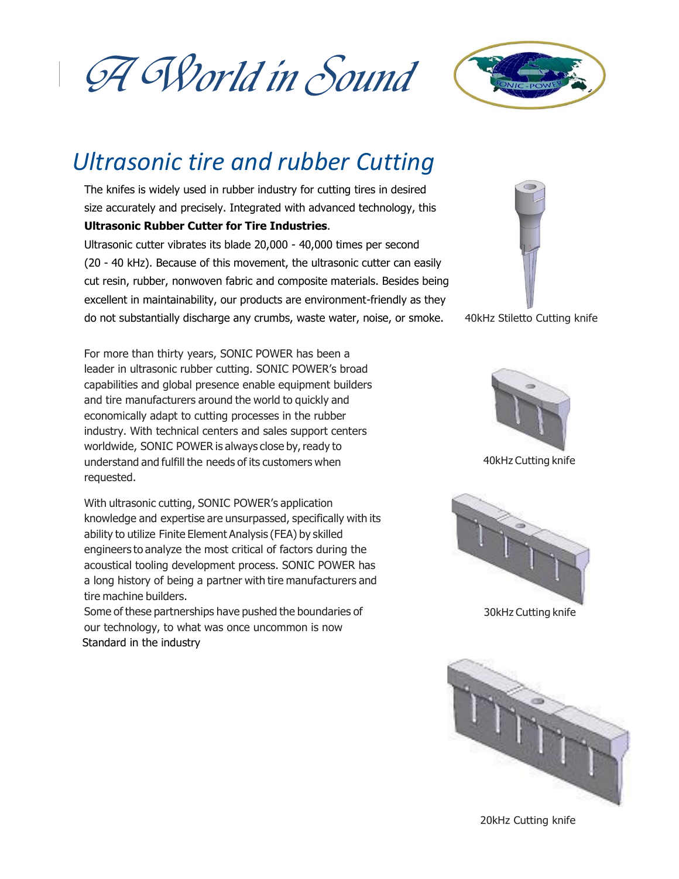*A World in Sound*

# *Ultrasonic tire and rubber Cutting*

The knifes is widely used in rubber industry for cutting tires in desired size accurately and precisely. Integrated with advanced technology, this **Ultrasonic Rubber Cutter for Tire Industries**.

Ultrasonic cutter vibrates its blade 20,000 - 40,000 times per second (20 - 40 kHz). Because of this movement, the ultrasonic cutter can easily cut resin, rubber, nonwoven fabric and composite materials. Besides being excellent in maintainability, our products are environment-friendly as they do not substantially discharge any crumbs, waste water, noise, or smoke.

40kHz Stiletto Cutting knife

For more than thirty years, SONIC POWER has been a leader in ultrasonic rubber cutting. SONIC POWER's broad capabilities and global presence enable equipment builders and tire manufacturers around the world to quickly and economically adapt to cutting processes in the rubber industry. With technical centers and sales support centers worldwide, SONIC POWER is always close by, ready to understand and fulfill the needs of its customers when requested.

40kHz Cutting knife

With ultrasonic cutting, SONIC POWER's application knowledge and expertise are unsurpassed, specifically with its ability to utilize Finite Element Analysis (FEA) by skilled engineers to analyze the most critical of factors during the acoustical tooling development process. SONIC POWER has a long history of being a partner with tire manufacturers and tire machine builders.

Some of these partnerships have pushed the boundaries of our technology, to what was once uncommon is now Standard in the industry

30kHz Cutting knife

20kHz Cutting knife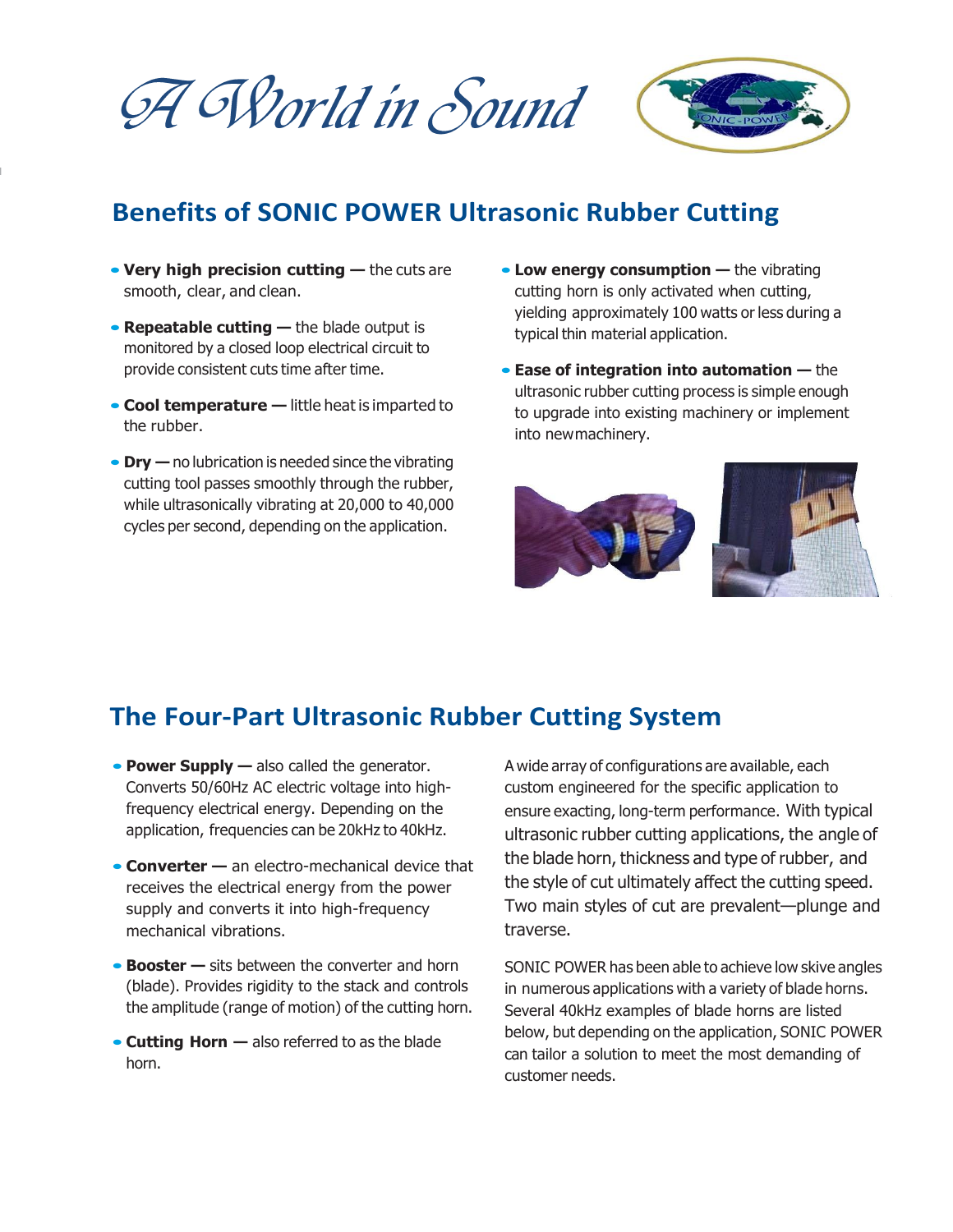*A World in Sound*

## Benefits of SONIC POWER Ultrasonic Rubber Cutting

- **Very high precision cutting —** the cuts are smooth, clear, and clean.
- **Repeatable cutting —** the blade output is monitored by a closed loop electrical circuit to provide consistent cuts time after time.
- **Cool temperature —** little heat is imparted to the rubber.
- **Dry —** no lubrication is needed since the vibrating cutting tool passes smoothly through the rubber, while ultrasonically vibrating at 20,000 to 40,000 cycles per second, depending on the application.
- **Low energy consumption —** the vibrating cutting horn is only activated when cutting, yielding approximately 100 watts or less during a typical thin material application.
- **Ease of integration into automation —** the ultrasonic rubber cutting process is simple enough to upgrade into existing machinery or implement into newmachinery.

## The Four-Part Ultrasonic Rubber Cutting System

- **Power Supply —** also called the generator. Converts 50/60Hz AC electric voltage into high-frequency electrical energy. Depending on the application, frequencies can be 20kHz to 40kHz.
- **Converter —** an electro-mechanical device that receives the electrical energy from the power supply and converts it into high-frequency mechanical vibrations.
- **Booster —** sits between the converter and horn (blade). Provides rigidity to the stack and controls the amplitude (range of motion) of the cutting horn.
- **Cutting Horn —** also referred to as the blade horn.

A wide array of configurations are available, each custom engineered for the specific application to ensure exacting, long-term performance. With typical ultrasonic rubber cutting applications, the angle of the blade horn, thickness and type of rubber, and the style of cut ultimately affect the cutting speed. Two main styles of cut are prevalent—plunge and traverse.

SONIC POWER has been able to achieve low skive angles in numerous applications with a variety of blade horns. Several 40kHz examples of blade horns are listed below, but depending on the application, SONIC POWER can tailor a solution to meet the most demanding of customer needs.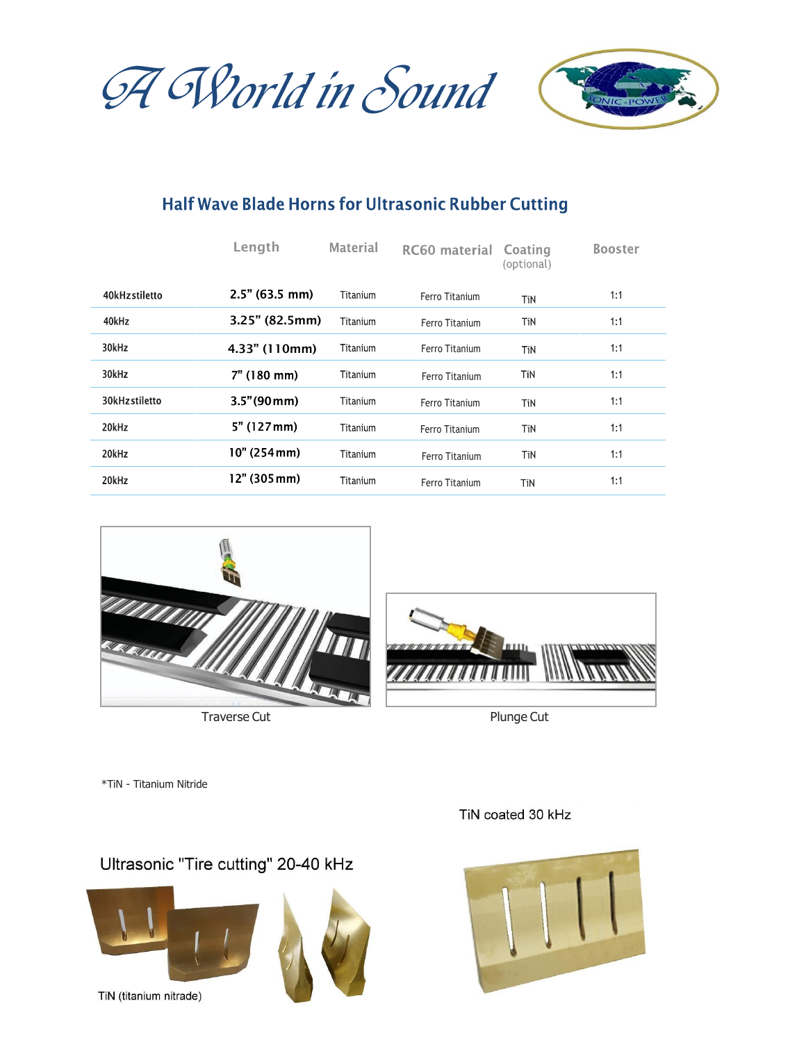A World in Sound

## Half Wave Blade Horns for Ultrasonic Rubber Cutting

| | Length | Material | RC60 material | Coating (optional) | Booster |
|---|---|---|---|---|---|
| 40kHzstiletto | 2.5” (63.5 mm) | Titanium | Ferro Titanium | TiN | 1:1 |
| 40kHz | 3.25” (82.5mm) | Titanium | Ferro Titanium | TiN | 1:1 |
| 30kHz | 4.33” (110mm) | Titanium | Ferro Titanium | TiN | 1:1 |
| 30kHz | 7” (180 mm) | Titanium | Ferro Titanium | TiN | 1:1 |
| 30kHzstiletto | 3.5”(90mm) | Titanium | Ferro Titanium | TiN | 1:1 |
| 20kHz | 5” (127mm) | Titanium | Ferro Titanium | TiN | 1:1 |
| 20kHz | 10” (254mm) | Titanium | Ferro Titanium | TiN | 1:1 |
| 20kHz | 12” (305mm) | Titanium | Ferro Titanium | TiN | 1:1 |

Traverse Cut

Plunge Cut

*TiN - Titanium Nitride

TiN coated 30 kHz

Ultrasonic "Tire cutting" 20-40 kHz

TiN (titanium nitrade)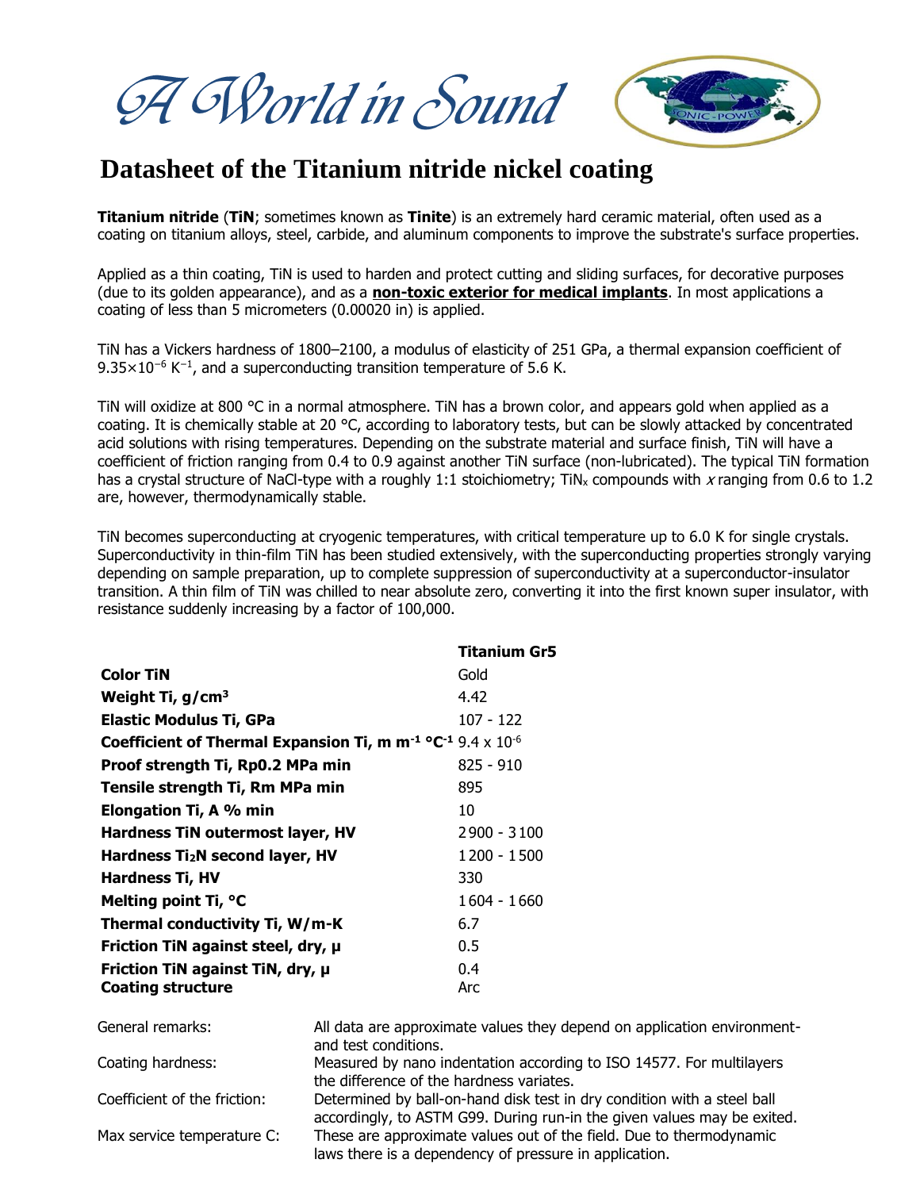*A World in Sound*

# Datasheet of the Titanium nitride nickel coating

**Titanium nitride** (**TiN**; sometimes known as **Tinite**) is an extremely hard ceramic material, often used as a coating on titanium alloys, steel, carbide, and aluminum components to improve the substrate's surface properties.

Applied as a thin coating, TiN is used to harden and protect cutting and sliding surfaces, for decorative purposes (due to its golden appearance), and as a **non-toxic exterior for medical implants**. In most applications a coating of less than 5 micrometers (0.00020 in) is applied.

TiN has a Vickers hardness of 1800–2100, a modulus of elasticity of 251 GPa, a thermal expansion coefficient of $9.35\times10^{-6}$ $K^{-1}$, and a superconducting transition temperature of 5.6 K.

TiN will oxidize at 800 °C in a normal atmosphere. TiN has a brown color, and appears gold when applied as a coating. It is chemically stable at 20 °C, according to laboratory tests, but can be slowly attacked by concentrated acid solutions with rising temperatures. Depending on the substrate material and surface finish, TiN will have a coefficient of friction ranging from 0.4 to 0.9 against another TiN surface (non-lubricated). The typical TiN formation has a crystal structure of NaCl-type with a roughly 1:1 stoichiometry; $TiN_x$ compounds with *x* ranging from 0.6 to 1.2 are, however, thermodynamically stable.

TiN becomes superconducting at cryogenic temperatures, with critical temperature up to 6.0 K for single crystals. Superconductivity in thin-film TiN has been studied extensively, with the superconducting properties strongly varying depending on sample preparation, up to complete suppression of superconductivity at a superconductor-insulator transition. A thin film of TiN was chilled to near absolute zero, converting it into the first known super insulator, with resistance suddenly increasing by a factor of 100,000.

| | **Titanium Gr5** |
|---|---|
| **Color TiN** | Gold |
| **Weight Ti, $g/cm^3$** | 4.42 |
| **Elastic Modulus Ti, GPa** | 107 - 122 |
| **Coefficient of Thermal Expansion Ti, $m\ m^{-1}\ °C^{-1}$** | $9.4 \times 10^{-6}$ |
| **Proof strength Ti, Rp0.2 MPa min** | 825 - 910 |
| **Tensile strength Ti, Rm MPa min** | 895 |
| **Elongation Ti, A % min** | 10 |
| **Hardness TiN outermost layer, HV** | 2900 - 3100 |
| **Hardness $Ti_2N$ second layer, HV** | 1200 - 1500 |
| **Hardness Ti, HV** | 330 |
| **Melting point Ti, °C** | 1604 - 1660 |
| **Thermal conductivity Ti, W/m-K** | 6.7 |
| **Friction TiN against steel, dry, µ** | 0.5 |
| **Friction TiN against TiN, dry, µ** | 0.4 |
| **Coating structure** | Arc |

| | |
|---|---|
| General remarks: | All data are approximate values they depend on application environment- and test conditions. |
| Coating hardness: | Measured by nano indentation according to ISO 14577. For multilayers the difference of the hardness variates. |
| Coefficient of the friction: | Determined by ball-on-hand disk test in dry condition with a steel ball accordingly, to ASTM G99. During run-in the given values may be exited. |
| Max service temperature C: | These are approximate values out of the field. Due to thermodynamic laws there is a dependency of pressure in application. |